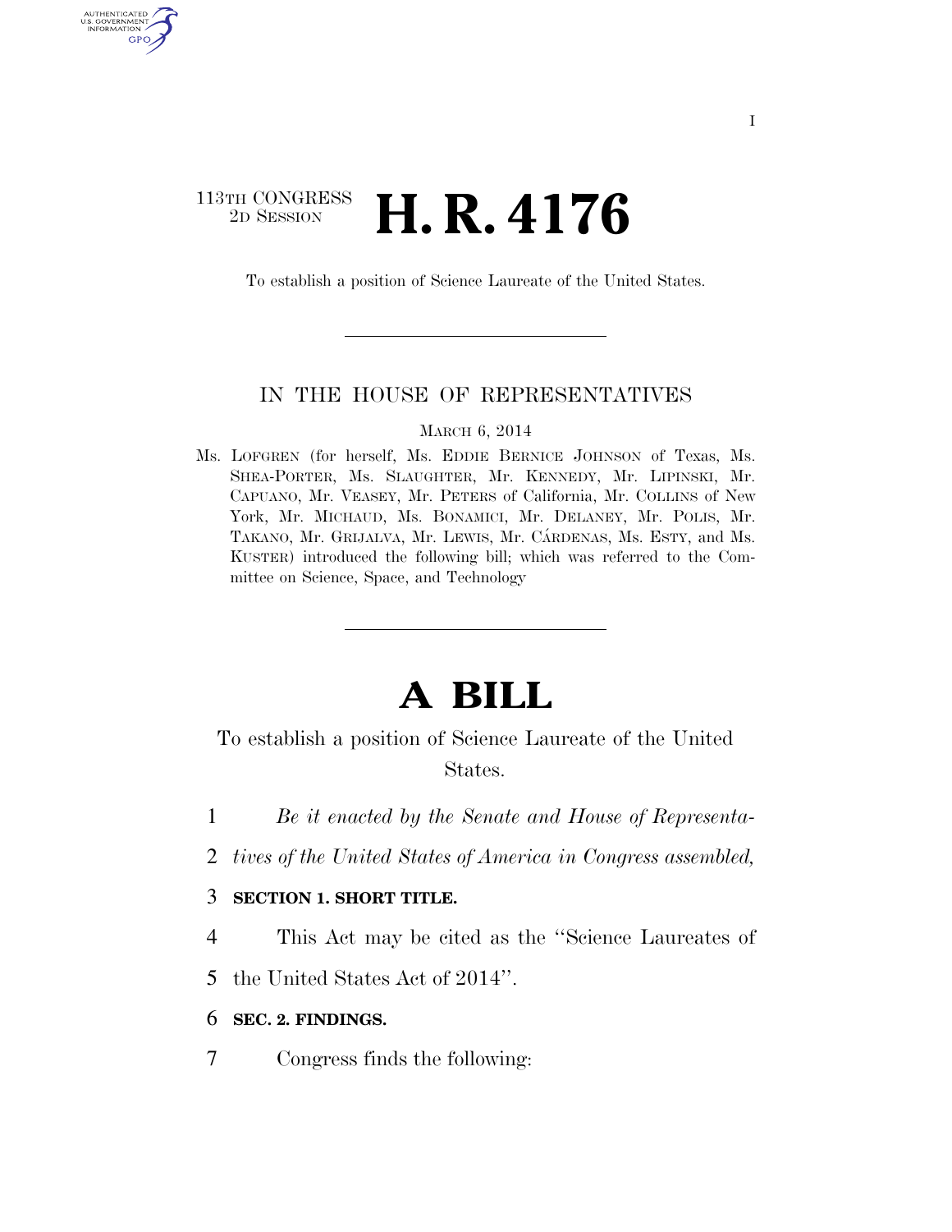113TH CONGRESS
2D SESSION

# H. R. 4176

To establish a position of Science Laureate of the United States.

## IN THE HOUSE OF REPRESENTATIVES

MARCH 6, 2014

Ms. LOFGREN (for herself, Ms. EDDIE BERNICE JOHNSON of Texas, Ms. SHEA-PORTER, Ms. SLAUGHTER, Mr. KENNEDY, Mr. LIPINSKI, Mr. CAPUANO, Mr. VEASEY, Mr. PETERS of California, Mr. COLLINS of New York, Mr. MICHAUD, Ms. BONAMICI, Mr. DELANEY, Mr. POLIS, Mr. TAKANO, Mr. GRIJALVA, Mr. LEWIS, Mr. CÁRDENAS, Ms. ESTY, and Ms. KUSTER) introduced the following bill; which was referred to the Committee on Science, Space, and Technology

# A BILL

To establish a position of Science Laureate of the United States.

1 *Be it enacted by the Senate and House of Representa-*
2 *tives of the United States of America in Congress assembled,*

3 **SECTION 1. SHORT TITLE.**

4 This Act may be cited as the "Science Laureates of
5 the United States Act of 2014".

6 **SEC. 2. FINDINGS.**

7 Congress finds the following: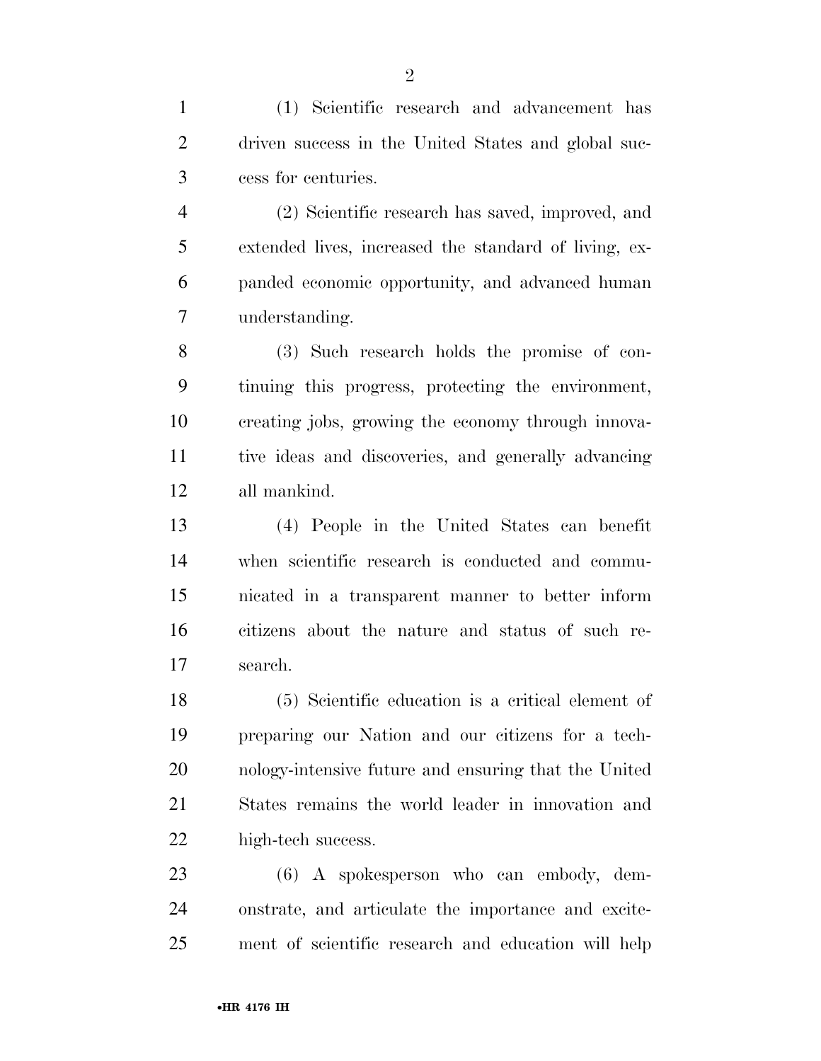(1) Scientific research and advancement has driven success in the United States and global success for centuries.

(2) Scientific research has saved, improved, and extended lives, increased the standard of living, expanded economic opportunity, and advanced human understanding.

(3) Such research holds the promise of continuing this progress, protecting the environment, creating jobs, growing the economy through innovative ideas and discoveries, and generally advancing all mankind.

(4) People in the United States can benefit when scientific research is conducted and communicated in a transparent manner to better inform citizens about the nature and status of such research.

(5) Scientific education is a critical element of preparing our Nation and our citizens for a technology-intensive future and ensuring that the United States remains the world leader in innovation and high-tech success.

(6) A spokesperson who can embody, demonstrate, and articulate the importance and excitement of scientific research and education will help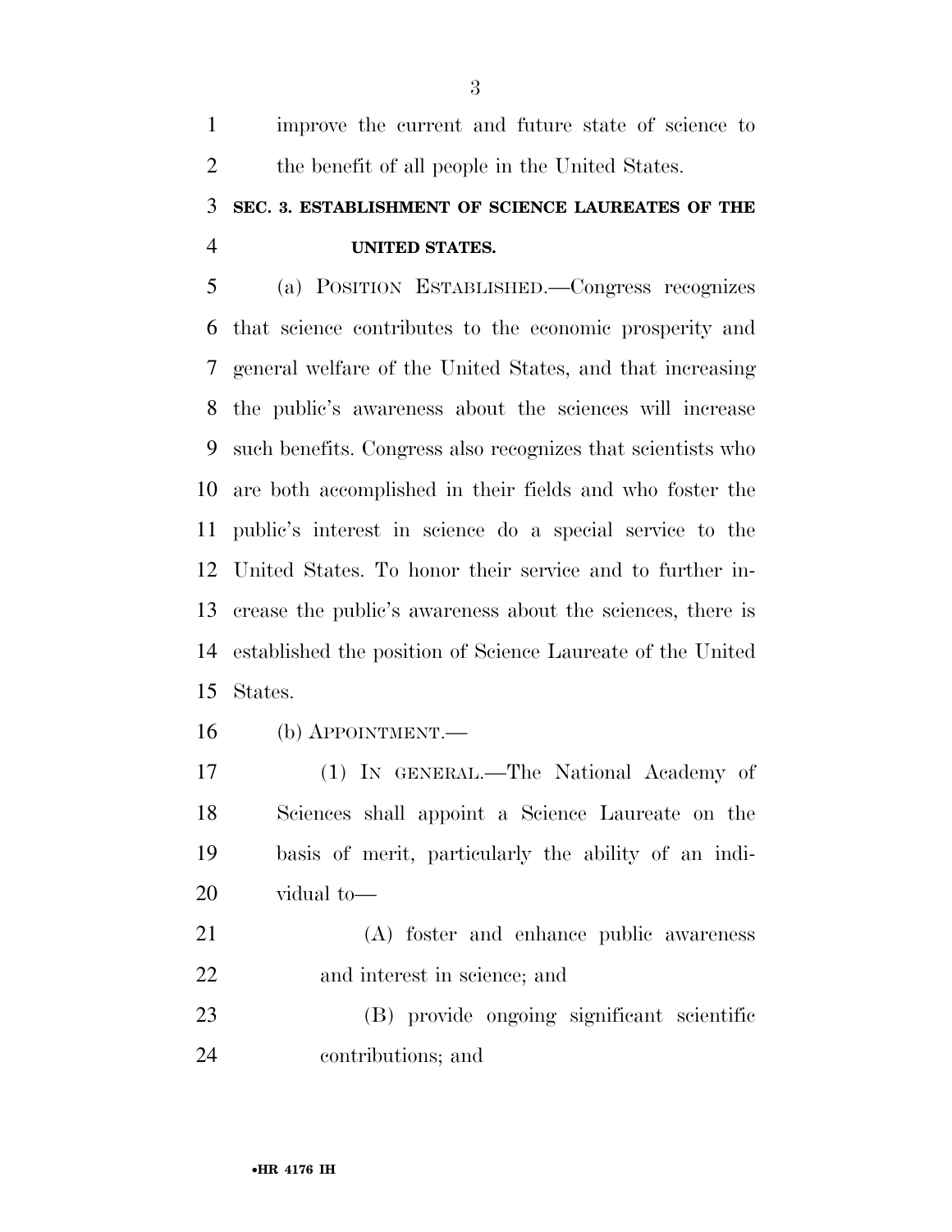improve the current and future state of science to the benefit of all people in the United States.

### SEC. 3. ESTABLISHMENT OF SCIENCE LAUREATES OF THE UNITED STATES.

(a) POSITION ESTABLISHED.—Congress recognizes that science contributes to the economic prosperity and general welfare of the United States, and that increasing the public's awareness about the sciences will increase such benefits. Congress also recognizes that scientists who are both accomplished in their fields and who foster the public's interest in science do a special service to the United States. To honor their service and to further increase the public's awareness about the sciences, there is established the position of Science Laureate of the United States.

(b) APPOINTMENT.—

(1) IN GENERAL.—The National Academy of Sciences shall appoint a Science Laureate on the basis of merit, particularly the ability of an individual to—

(A) foster and enhance public awareness and interest in science; and

(B) provide ongoing significant scientific contributions; and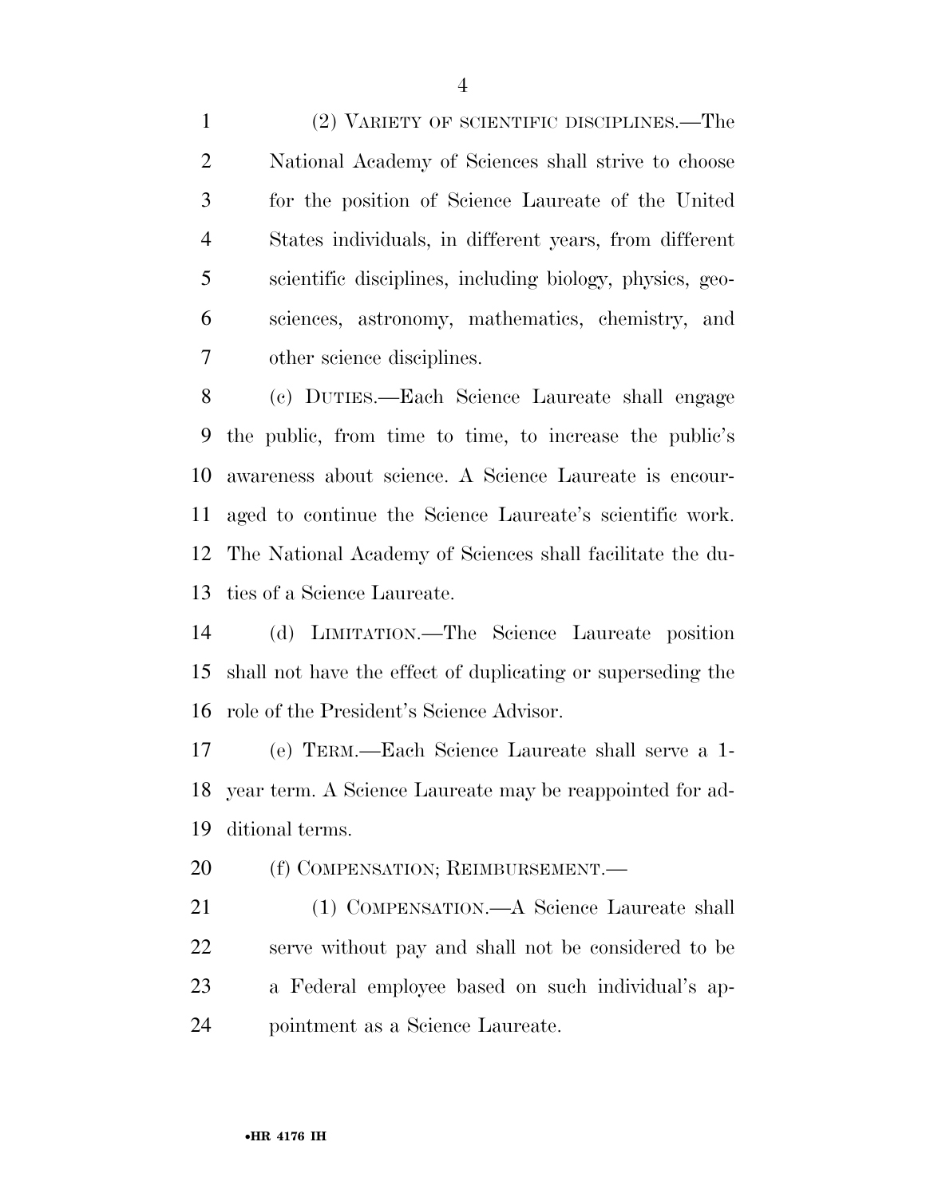(2) VARIETY OF SCIENTIFIC DISCIPLINES.—The National Academy of Sciences shall strive to choose for the position of Science Laureate of the United States individuals, in different years, from different scientific disciplines, including biology, physics, geosciences, astronomy, mathematics, chemistry, and other science disciplines.

(c) DUTIES.—Each Science Laureate shall engage the public, from time to time, to increase the public's awareness about science. A Science Laureate is encouraged to continue the Science Laureate's scientific work. The National Academy of Sciences shall facilitate the duties of a Science Laureate.

(d) LIMITATION.—The Science Laureate position shall not have the effect of duplicating or superseding the role of the President's Science Advisor.

(e) TERM.—Each Science Laureate shall serve a 1-year term. A Science Laureate may be reappointed for additional terms.

(f) COMPENSATION; REIMBURSEMENT.—

(1) COMPENSATION.—A Science Laureate shall serve without pay and shall not be considered to be a Federal employee based on such individual's appointment as a Science Laureate.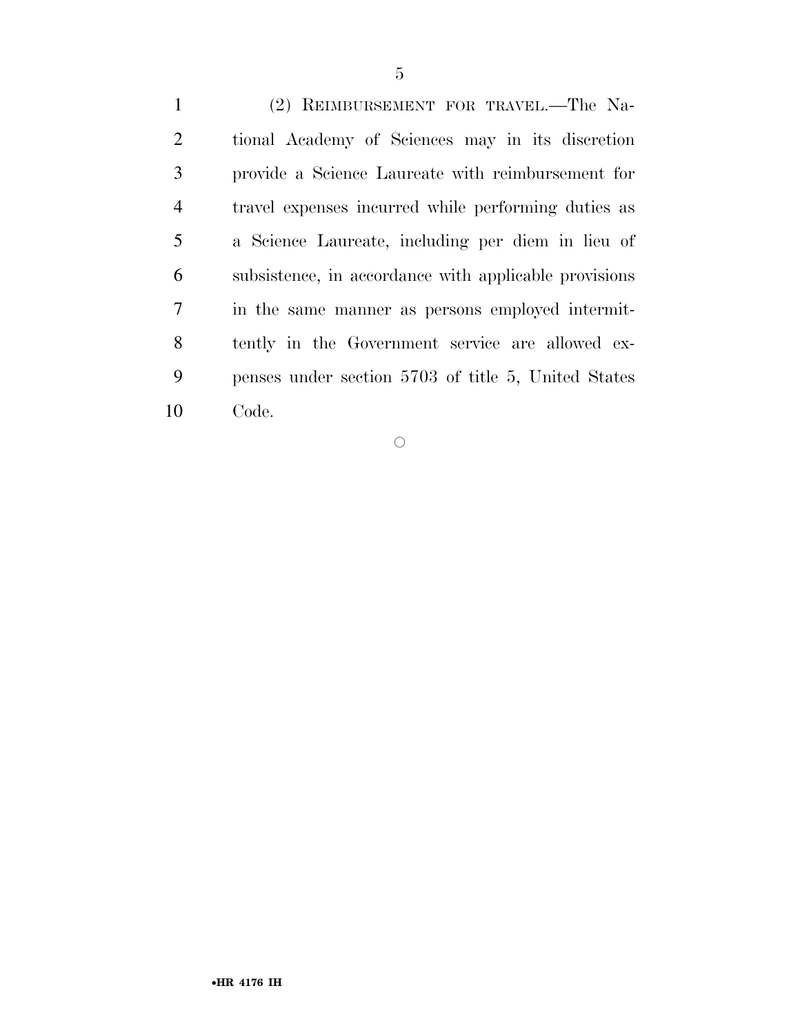(2) REIMBURSEMENT FOR TRAVEL.—The National Academy of Sciences may in its discretion provide a Science Laureate with reimbursement for travel expenses incurred while performing duties as a Science Laureate, including per diem in lieu of subsistence, in accordance with applicable provisions in the same manner as persons employed intermittently in the Government service are allowed expenses under section 5703 of title 5, United States Code.

○